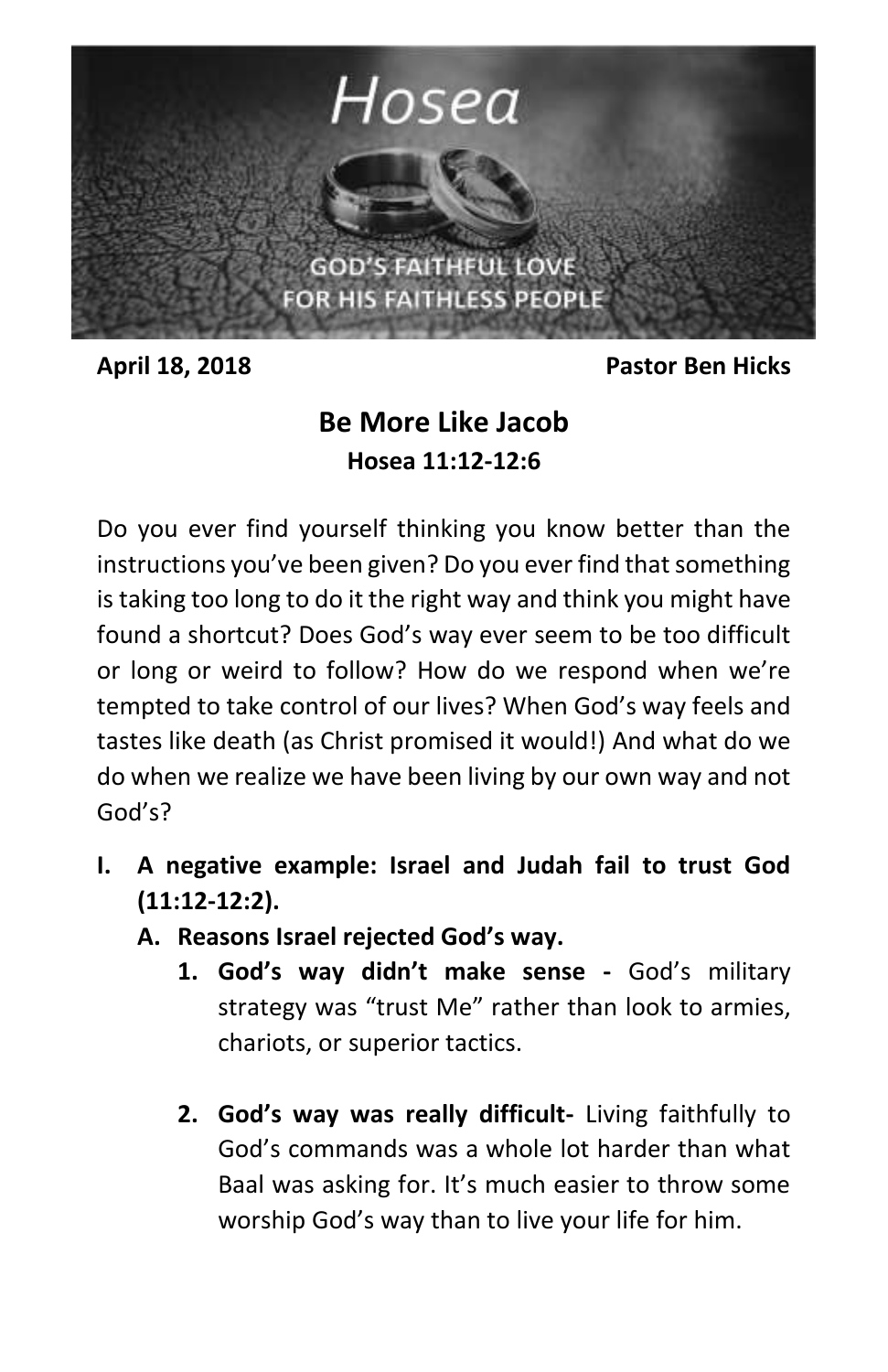# Hosea

GOD'S FAITHFUL LOVE FOR HIS FAITHLESS PEOPLE

**April 18, 2018** **Pastor Ben Hicks**

## Be More Like Jacob

### Hosea 11:12-12:6

Do you ever find yourself thinking you know better than the instructions you've been given? Do you ever find that something is taking too long to do it the right way and think you might have found a shortcut? Does God's way ever seem to be too difficult or long or weird to follow? How do we respond when we're tempted to take control of our lives? When God's way feels and tastes like death (as Christ promised it would!) And what do we do when we realize we have been living by our own way and not God's?

**I. A negative example: Israel and Judah fail to trust God (11:12-12:2).**

**A. Reasons Israel rejected God's way.**

1. **God's way didn't make sense -** God's military strategy was "trust Me" rather than look to armies, chariots, or superior tactics.

2. **God's way was really difficult-** Living faithfully to God's commands was a whole lot harder than what Baal was asking for. It's much easier to throw some worship God's way than to live your life for him.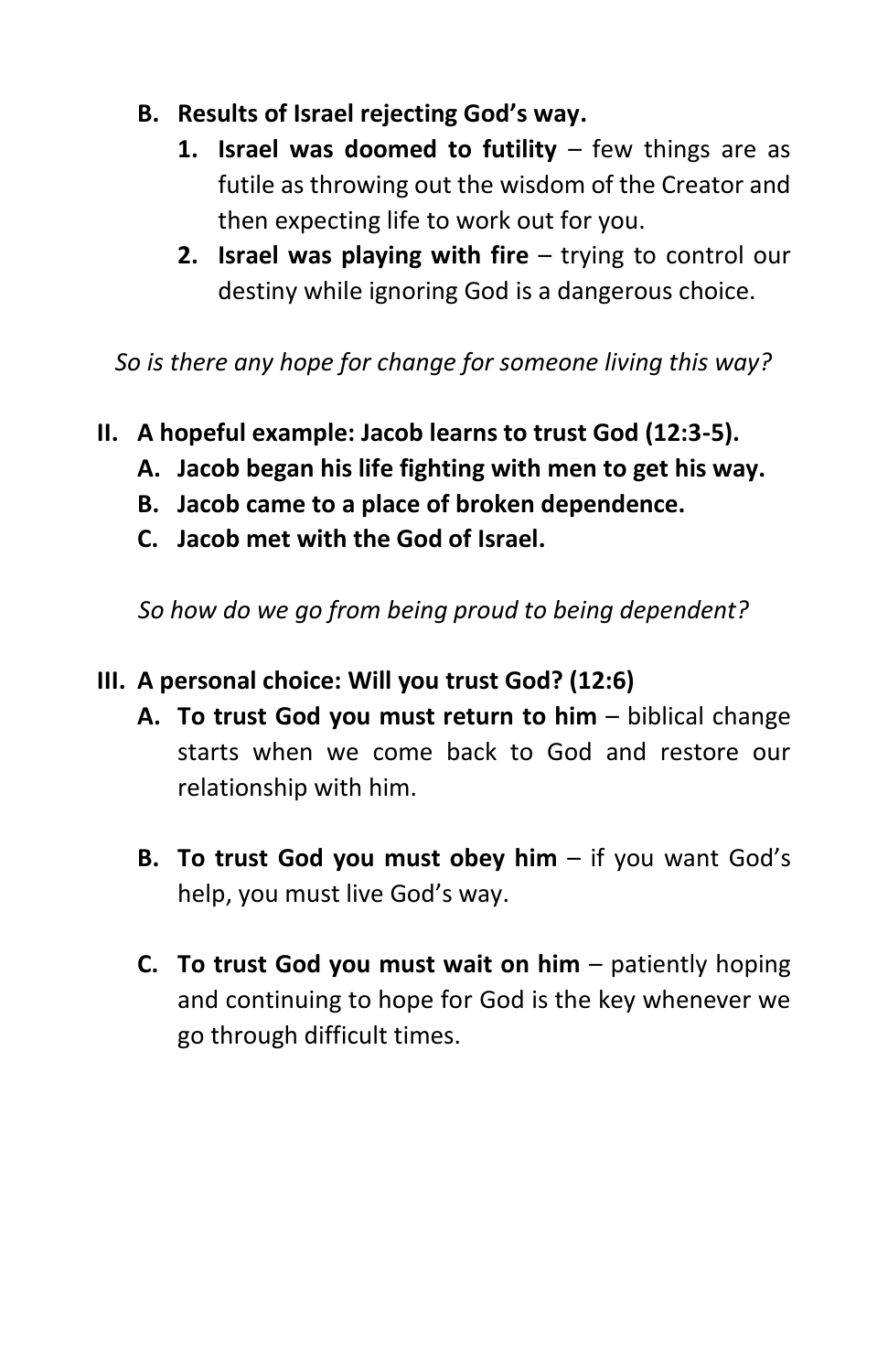- **B. Results of Israel rejecting God's way.**
  1. **Israel was doomed to futility** – few things are as futile as throwing out the wisdom of the Creator and then expecting life to work out for you.
  2. **Israel was playing with fire** – trying to control our destiny while ignoring God is a dangerous choice.

*So is there any hope for change for someone living this way?*

**II. A hopeful example: Jacob learns to trust God (12:3-5).**

- **A. Jacob began his life fighting with men to get his way.**
- **B. Jacob came to a place of broken dependence.**
- **C. Jacob met with the God of Israel.**

*So how do we go from being proud to being dependent?*

**III. A personal choice: Will you trust God? (12:6)**

- **A. To trust God you must return to him** – biblical change starts when we come back to God and restore our relationship with him.

- **B. To trust God you must obey him** – if you want God's help, you must live God's way.

- **C. To trust God you must wait on him** – patiently hoping and continuing to hope for God is the key whenever we go through difficult times.